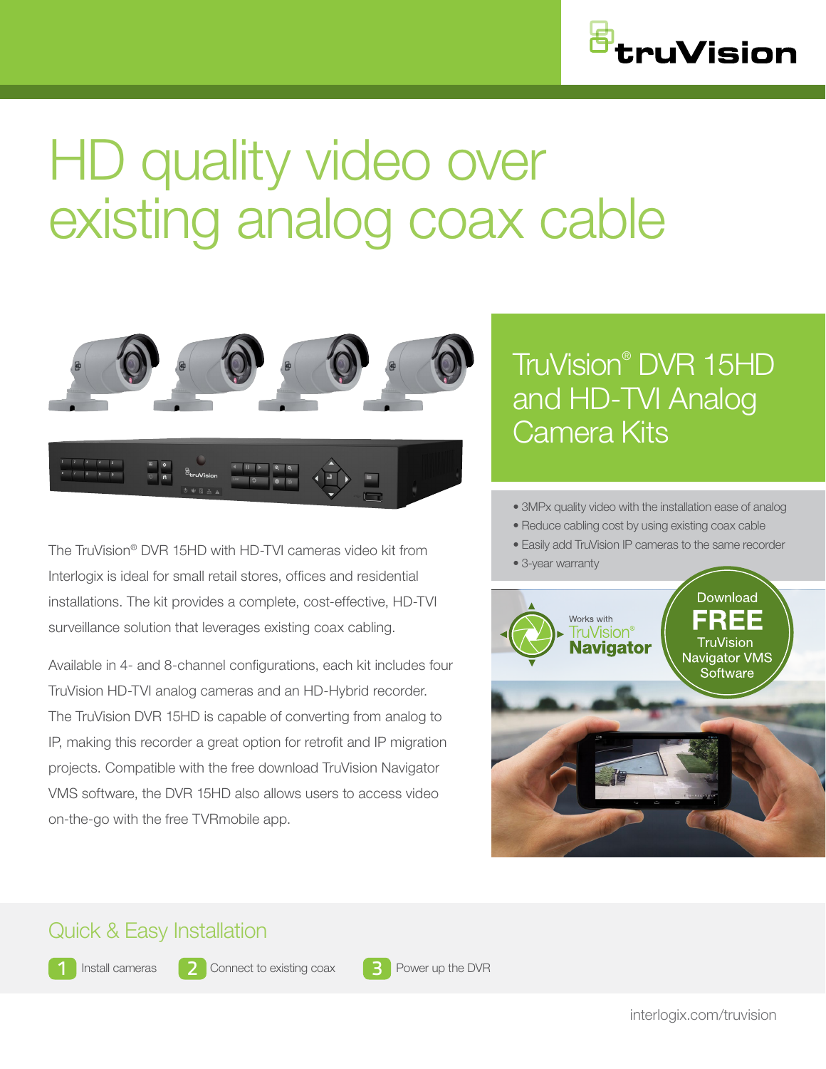truVision

# HD quality video over existing analog coax cable

## TruVision® DVR 15HD and HD-TVI Analog Camera Kits

- 3MPx quality video with the installation ease of analog
- Reduce cabling cost by using existing coax cable
- Easily add TruVision IP cameras to the same recorder
- 3-year warranty

Works with TruVision® Navigator

Download **FREE** TruVision Navigator VMS Software

The TruVision® DVR 15HD with HD-TVI cameras video kit from Interlogix is ideal for small retail stores, offices and residential installations. The kit provides a complete, cost-effective, HD-TVI surveillance solution that leverages existing coax cabling.

Available in 4- and 8-channel configurations, each kit includes four TruVision HD-TVI analog cameras and an HD-Hybrid recorder. The TruVision DVR 15HD is capable of converting from analog to IP, making this recorder a great option for retrofit and IP migration projects. Compatible with the free download TruVision Navigator VMS software, the DVR 15HD also allows users to access video on-the-go with the free TVRmobile app.

## Quick & Easy Installation

1. Install cameras
2. Connect to existing coax
3. Power up the DVR

interlogix.com/truvision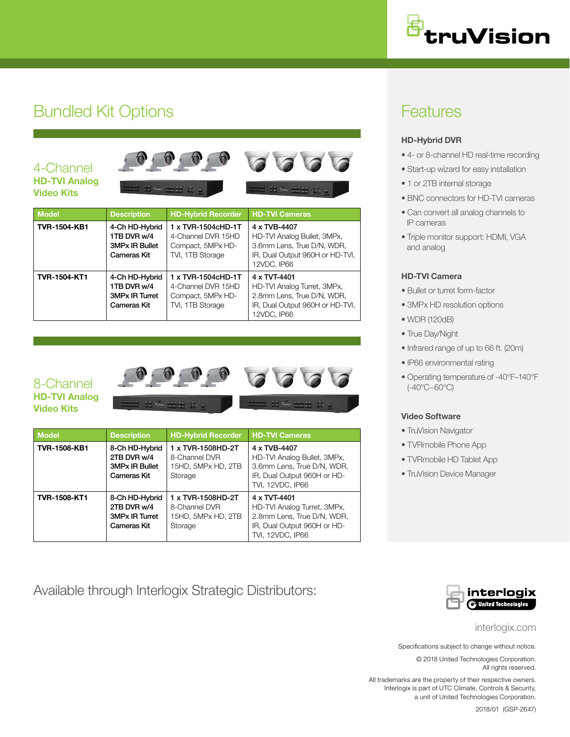truVision

# Bundled Kit Options

## 4-Channel HD-TVI Analog Video Kits

| Model | Description | HD-Hybrid Recorder | HD-TVI Cameras |
|---|---|---|---|
| **TVR-1504-KB1** | **4-Ch HD-Hybrid 1TB DVR w/4 3MPx IR Bullet Cameras Kit** | **1 x TVR-1504cHD-1T** 4-Channel DVR 15HD Compact, 5MPx HD-TVI, 1TB Storage | **4 x TVB-4407** HD-TVI Analog Bullet, 3MPx, 3.6mm Lens, True D/N, WDR, IR, Dual Output 960H or HD-TVI, 12VDC, IP66 |
| **TVR-1504-KT1** | **4-Ch HD-Hybrid 1TB DVR w/4 3MPx IR Turret Cameras Kit** | **1 x TVR-1504cHD-1T** 4-Channel DVR 15HD Compact, 5MPx HD-TVI, 1TB Storage | **4 x TVT-4401** HD-TVI Analog Turret, 3MPx, 2.8mm Lens, True D/N, WDR, IR, Dual Output 960H or HD-TVI, 12VDC, IP66 |

## 8-Channel HD-TVI Analog Video Kits

| Model | Description | HD-Hybrid Recorder | HD-TVI Cameras |
|---|---|---|---|
| **TVR-1508-KB1** | **8-Ch HD-Hybrid 2TB DVR w/4 3MPx IR Bullet Cameras Kit** | **1 x TVR-1508HD-2T** 8-Channel DVR 15HD, 5MPx HD, 2TB Storage | **4 x TVB-4407** HD-TVI Analog Bullet, 3MPx, 3.6mm Lens, True D/N, WDR, IR, Dual Output 960H or HD-TVI, 12VDC, IP66 |
| **TVR-1508-KT1** | **8-Ch HD-Hybrid 2TB DVR w/4 3MPx IR Turret Cameras Kit** | **1 x TVR-1508HD-2T** 8-Channel DVR 15HD, 5MPx HD, 2TB Storage | **4 x TVT-4401** HD-TVI Analog Turret, 3MPx, 2.8mm Lens, True D/N, WDR, IR, Dual Output 960H or HD-TVI, 12VDC, IP66 |

# Features

### HD-Hybrid DVR

- 4- or 8-channel HD real-time recording
- Start-up wizard for easy installation
- 1 or 2TB internal storage
- BNC connectors for HD-TVI cameras
- Can convert all analog channels to IP cameras
- Triple monitor support: HDMI, VGA and analog

### HD-TVI Camera

- Bullet or turret form-factor
- 3MPx HD resolution options
- WDR (120dB)
- True Day/Night
- Infrared range of up to 66 ft. (20m)
- IP66 environmental rating
- Operating temperature of -40°F~140°F (-40°C~60°C)

### Video Software

- TruVision Navigator
- TVRmobile Phone App
- TVRmobile HD Tablet App
- TruVision Device Manager

## Available through Interlogix Strategic Distributors:

interlogix United Technologies

interlogix.com

Specifications subject to change without notice.

© 2018 United Technologies Corporation. All rights reserved.

All trademarks are the property of their respective owners. Interlogix is part of UTC Climate, Controls & Security, a unit of United Technologies Corporation.

2018/01 (GSP-2647)